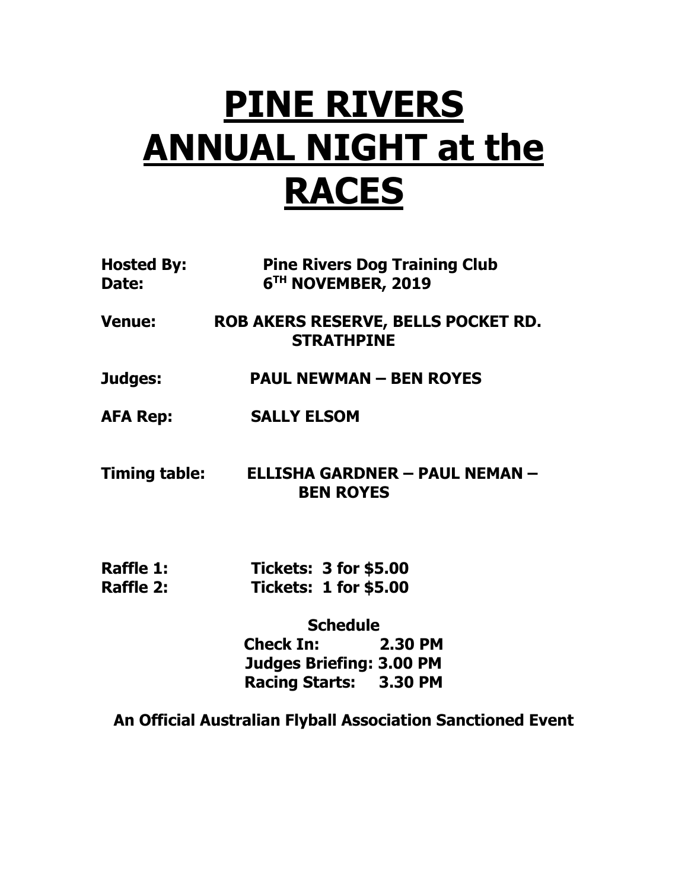# PINE RIVERS ANNUAL NIGHT at the RACES

**Hosted By:** Pine Rivers Dog Training Club
**Date:** 6TH NOVEMBER, 2019

**Venue:** ROB AKERS RESERVE, BELLS POCKET RD. STRATHPINE

**Judges:** PAUL NEWMAN – BEN ROYES

**AFA Rep:** SALLY ELSOM

**Timing table:** ELLISHA GARDNER – PAUL NEMAN – BEN ROYES

**Raffle 1:** Tickets: 3 for $5.00
**Raffle 2:** Tickets: 1 for $5.00

**Schedule**
**Check In:** 2.30 PM
**Judges Briefing:** 3.00 PM
**Racing Starts:** 3.30 PM

**An Official Australian Flyball Association Sanctioned Event**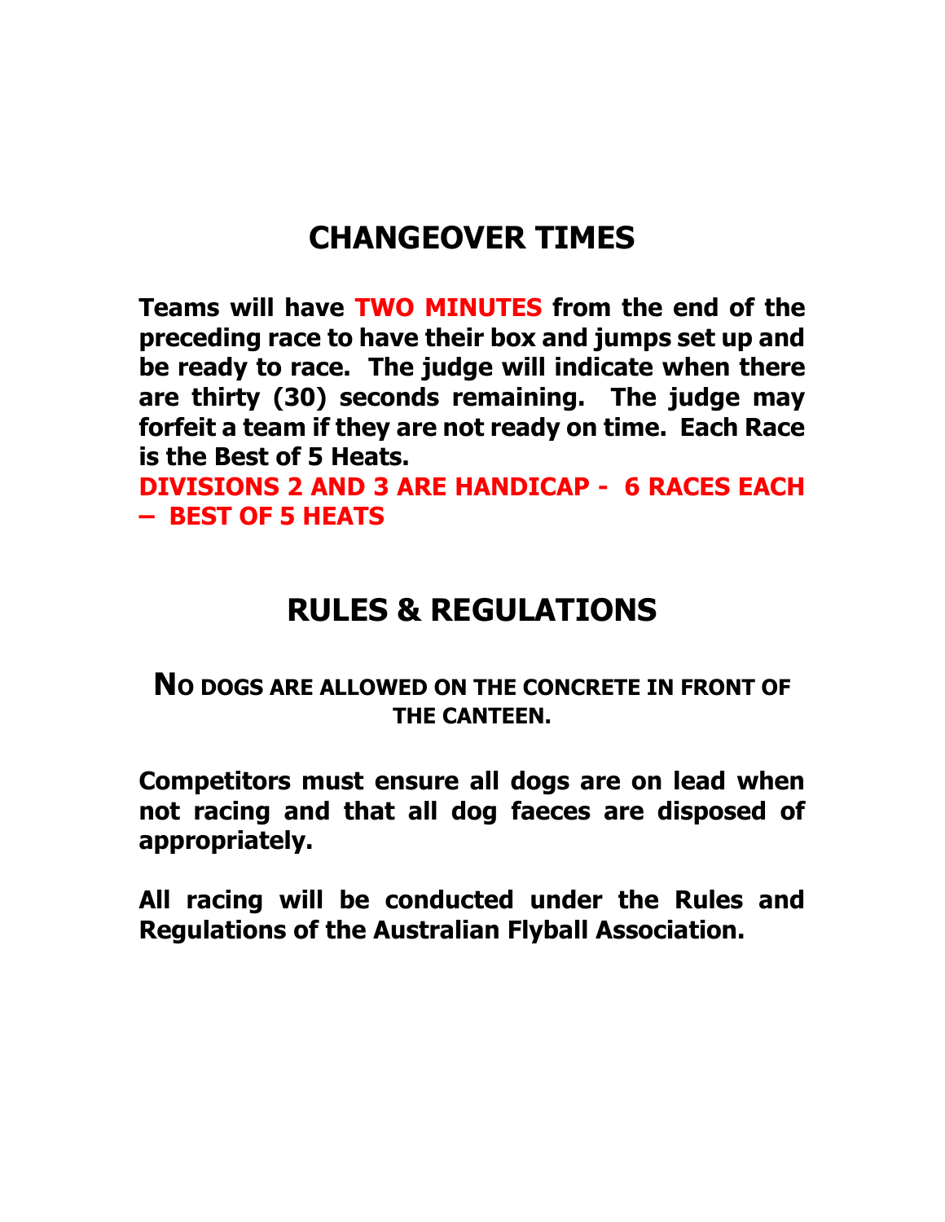## CHANGEOVER TIMES

**Teams will have TWO MINUTES from the end of the preceding race to have their box and jumps set up and be ready to race. The judge will indicate when there are thirty (30) seconds remaining. The judge may forfeit a team if they are not ready on time. Each Race is the Best of 5 Heats.**

**DIVISIONS 2 AND 3 ARE HANDICAP - 6 RACES EACH – BEST OF 5 HEATS**

## RULES & REGULATIONS

**NO DOGS ARE ALLOWED ON THE CONCRETE IN FRONT OF THE CANTEEN.**

**Competitors must ensure all dogs are on lead when not racing and that all dog faeces are disposed of appropriately.**

**All racing will be conducted under the Rules and Regulations of the Australian Flyball Association.**